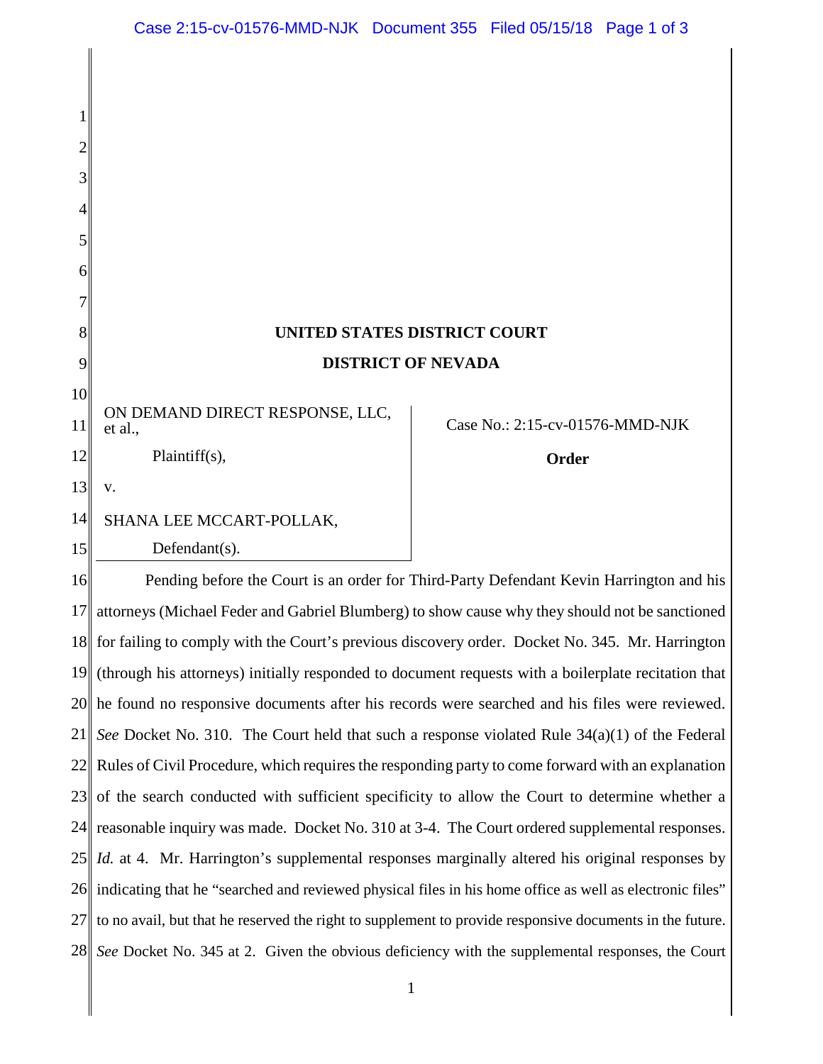**UNITED STATES DISTRICT COURT**

**DISTRICT OF NEVADA**

ON DEMAND DIRECT RESPONSE, LLC, et al.,

Plaintiff(s),

v.

SHANA LEE MCCART-POLLAK,

Defendant(s).

Case No.: 2:15-cv-01576-MMD-NJK

**Order**

Pending before the Court is an order for Third-Party Defendant Kevin Harrington and his attorneys (Michael Feder and Gabriel Blumberg) to show cause why they should not be sanctioned for failing to comply with the Court's previous discovery order. Docket No. 345. Mr. Harrington (through his attorneys) initially responded to document requests with a boilerplate recitation that he found no responsive documents after his records were searched and his files were reviewed. *See* Docket No. 310. The Court held that such a response violated Rule 34(a)(1) of the Federal Rules of Civil Procedure, which requires the responding party to come forward with an explanation of the search conducted with sufficient specificity to allow the Court to determine whether a reasonable inquiry was made. Docket No. 310 at 3-4. The Court ordered supplemental responses. *Id.* at 4. Mr. Harrington's supplemental responses marginally altered his original responses by indicating that he "searched and reviewed physical files in his home office as well as electronic files" to no avail, but that he reserved the right to supplement to provide responsive documents in the future. *See* Docket No. 345 at 2. Given the obvious deficiency with the supplemental responses, the Court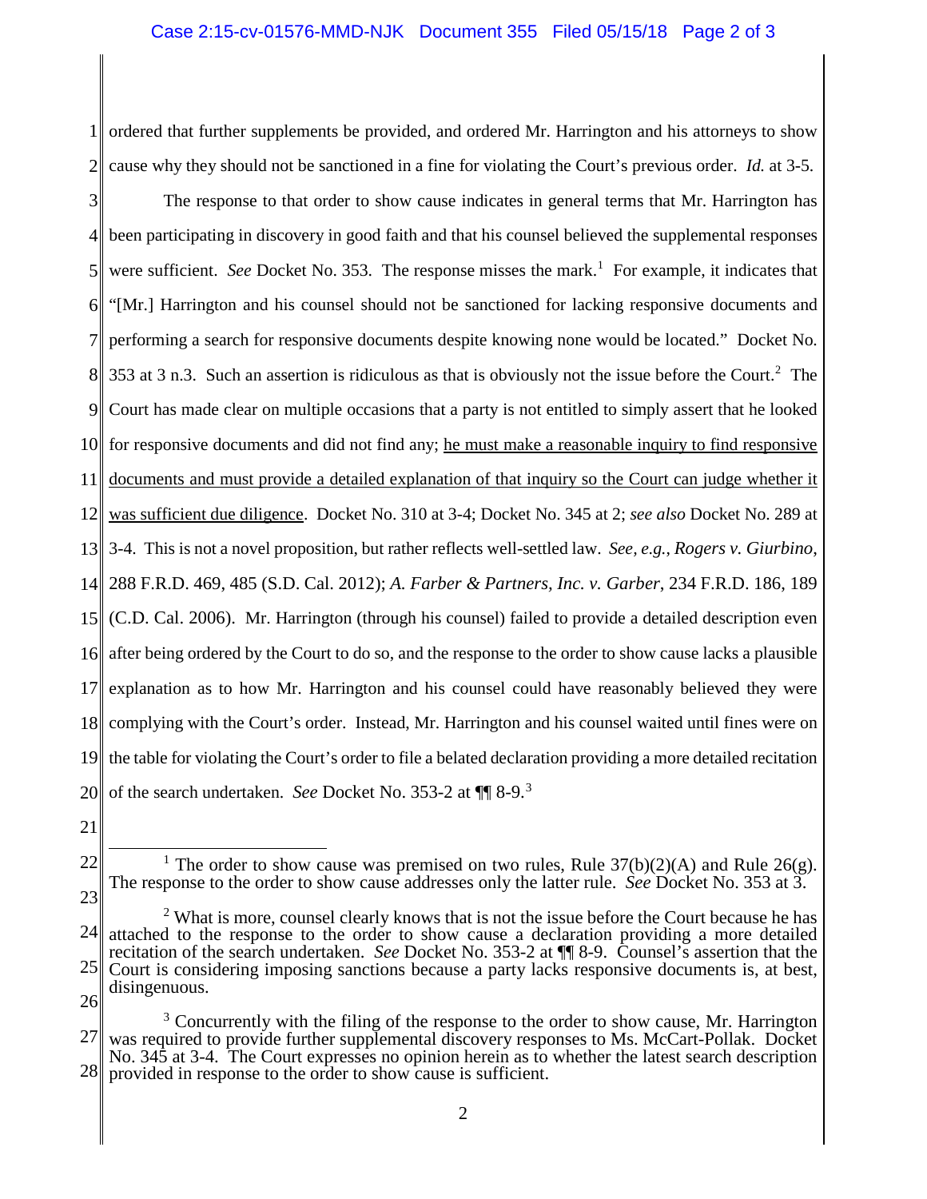ordered that further supplements be provided, and ordered Mr. Harrington and his attorneys to show cause why they should not be sanctioned in a fine for violating the Court's previous order. *Id.* at 3-5.

The response to that order to show cause indicates in general terms that Mr. Harrington has been participating in discovery in good faith and that his counsel believed the supplemental responses were sufficient. *See* Docket No. 353. The response misses the mark.[1] For example, it indicates that "[Mr.] Harrington and his counsel should not be sanctioned for lacking responsive documents and performing a search for responsive documents despite knowing none would be located." Docket No. 353 at 3 n.3. Such an assertion is ridiculous as that is obviously not the issue before the Court.[2] The Court has made clear on multiple occasions that a party is not entitled to simply assert that he looked for responsive documents and did not find any; <u>he must make a reasonable inquiry to find responsive documents and must provide a detailed explanation of that inquiry so the Court can judge whether it was sufficient due diligence</u>. Docket No. 310 at 3-4; Docket No. 345 at 2; *see also* Docket No. 289 at 3-4. This is not a novel proposition, but rather reflects well-settled law. *See, e.g., Rogers v. Giurbino*, 288 F.R.D. 469, 485 (S.D. Cal. 2012); *A. Farber & Partners, Inc. v. Garber*, 234 F.R.D. 186, 189 (C.D. Cal. 2006). Mr. Harrington (through his counsel) failed to provide a detailed description even after being ordered by the Court to do so, and the response to the order to show cause lacks a plausible explanation as to how Mr. Harrington and his counsel could have reasonably believed they were complying with the Court's order. Instead, Mr. Harrington and his counsel waited until fines were on the table for violating the Court's order to file a belated declaration providing a more detailed recitation of the search undertaken. *See* Docket No. 353-2 at ¶¶ 8-9.[3]

---

[1] The order to show cause was premised on two rules, Rule 37(b)(2)(A) and Rule 26(g). The response to the order to show cause addresses only the latter rule. *See* Docket No. 353 at 3.

[2] What is more, counsel clearly knows that is not the issue before the Court because he has attached to the response to the order to show cause a declaration providing a more detailed recitation of the search undertaken. *See* Docket No. 353-2 at ¶¶ 8-9. Counsel's assertion that the Court is considering imposing sanctions because a party lacks responsive documents is, at best, disingenuous.

[3] Concurrently with the filing of the response to the order to show cause, Mr. Harrington was required to provide further supplemental discovery responses to Ms. McCart-Pollak. Docket No. 345 at 3-4. The Court expresses no opinion herein as to whether the latest search description provided in response to the order to show cause is sufficient.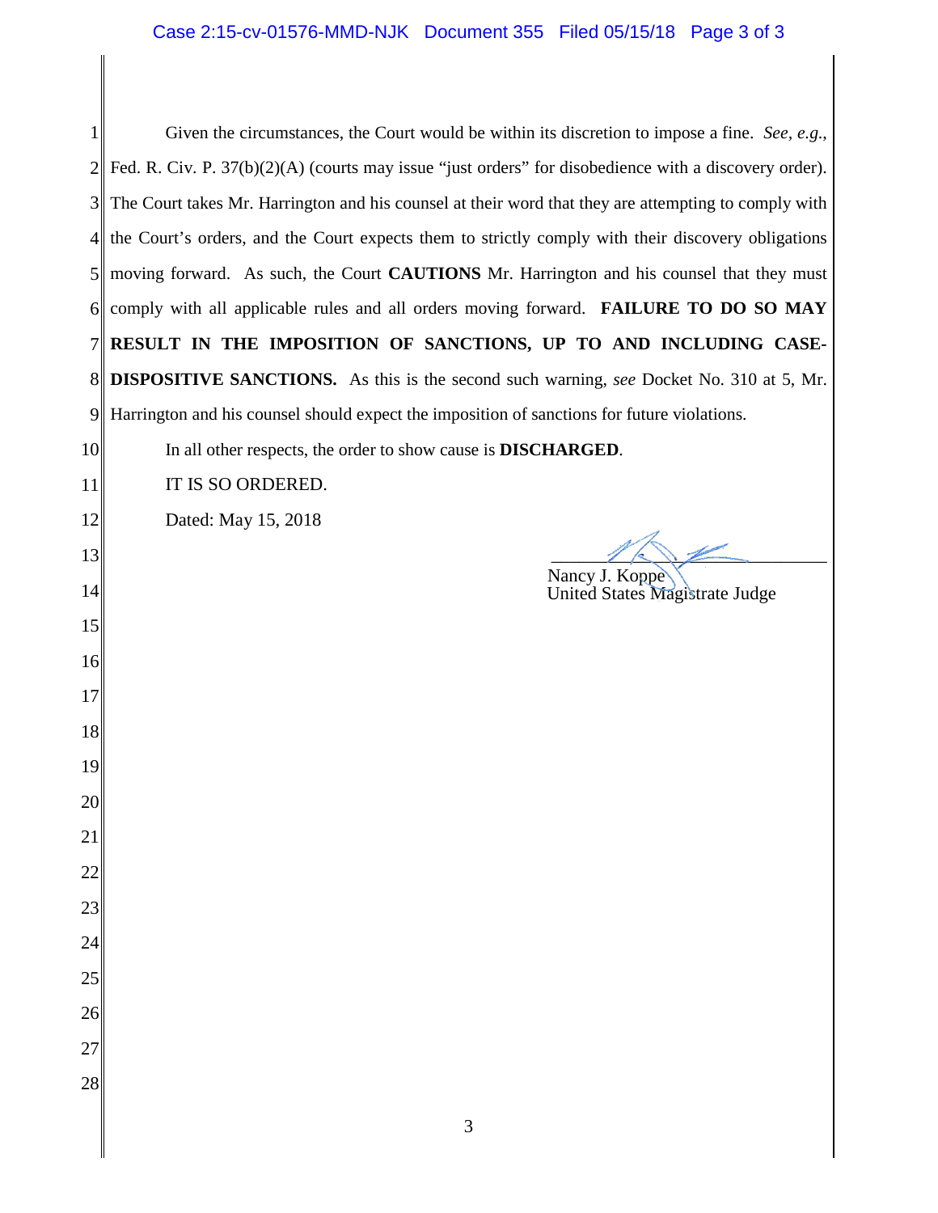Given the circumstances, the Court would be within its discretion to impose a fine. *See, e.g.*, Fed. R. Civ. P. 37(b)(2)(A) (courts may issue "just orders" for disobedience with a discovery order). The Court takes Mr. Harrington and his counsel at their word that they are attempting to comply with the Court's orders, and the Court expects them to strictly comply with their discovery obligations moving forward. As such, the Court **CAUTIONS** Mr. Harrington and his counsel that they must comply with all applicable rules and all orders moving forward. **FAILURE TO DO SO MAY RESULT IN THE IMPOSITION OF SANCTIONS, UP TO AND INCLUDING CASE-DISPOSITIVE SANCTIONS.** As this is the second such warning, *see* Docket No. 310 at 5, Mr. Harrington and his counsel should expect the imposition of sanctions for future violations.

In all other respects, the order to show cause is **DISCHARGED**.

IT IS SO ORDERED.

Dated: May 15, 2018

Nancy J. Koppe
United States Magistrate Judge